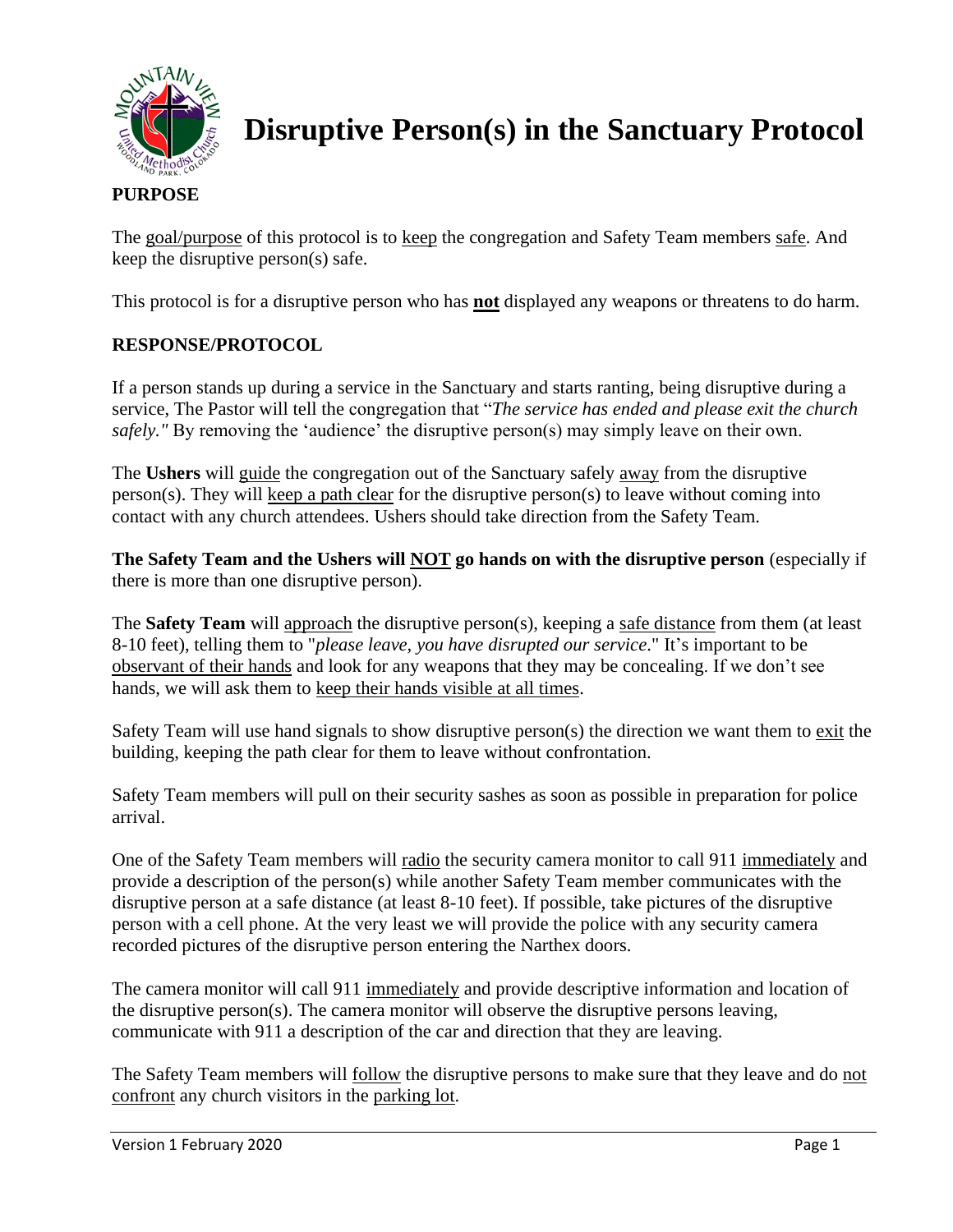# Disruptive Person(s) in the Sanctuary Protocol

**PURPOSE**

The goal/purpose of this protocol is to keep the congregation and Safety Team members safe. And keep the disruptive person(s) safe.

This protocol is for a disruptive person who has **not** displayed any weapons or threatens to do harm.

**RESPONSE/PROTOCOL**

If a person stands up during a service in the Sanctuary and starts ranting, being disruptive during a service, The Pastor will tell the congregation that "*The service has ended and please exit the church safely."* By removing the 'audience' the disruptive person(s) may simply leave on their own.

The **Ushers** will guide the congregation out of the Sanctuary safely away from the disruptive person(s). They will keep a path clear for the disruptive person(s) to leave without coming into contact with any church attendees. Ushers should take direction from the Safety Team.

**The Safety Team and the Ushers will NOT go hands on with the disruptive person** (especially if there is more than one disruptive person).

The **Safety Team** will approach the disruptive person(s), keeping a safe distance from them (at least 8-10 feet), telling them to "*please leave, you have disrupted our service*." It's important to be observant of their hands and look for any weapons that they may be concealing. If we don't see hands, we will ask them to keep their hands visible at all times.

Safety Team will use hand signals to show disruptive person(s) the direction we want them to exit the building, keeping the path clear for them to leave without confrontation.

Safety Team members will pull on their security sashes as soon as possible in preparation for police arrival.

One of the Safety Team members will radio the security camera monitor to call 911 immediately and provide a description of the person(s) while another Safety Team member communicates with the disruptive person at a safe distance (at least 8-10 feet). If possible, take pictures of the disruptive person with a cell phone. At the very least we will provide the police with any security camera recorded pictures of the disruptive person entering the Narthex doors.

The camera monitor will call 911 immediately and provide descriptive information and location of the disruptive person(s). The camera monitor will observe the disruptive persons leaving, communicate with 911 a description of the car and direction that they are leaving.

The Safety Team members will follow the disruptive persons to make sure that they leave and do not confront any church visitors in the parking lot.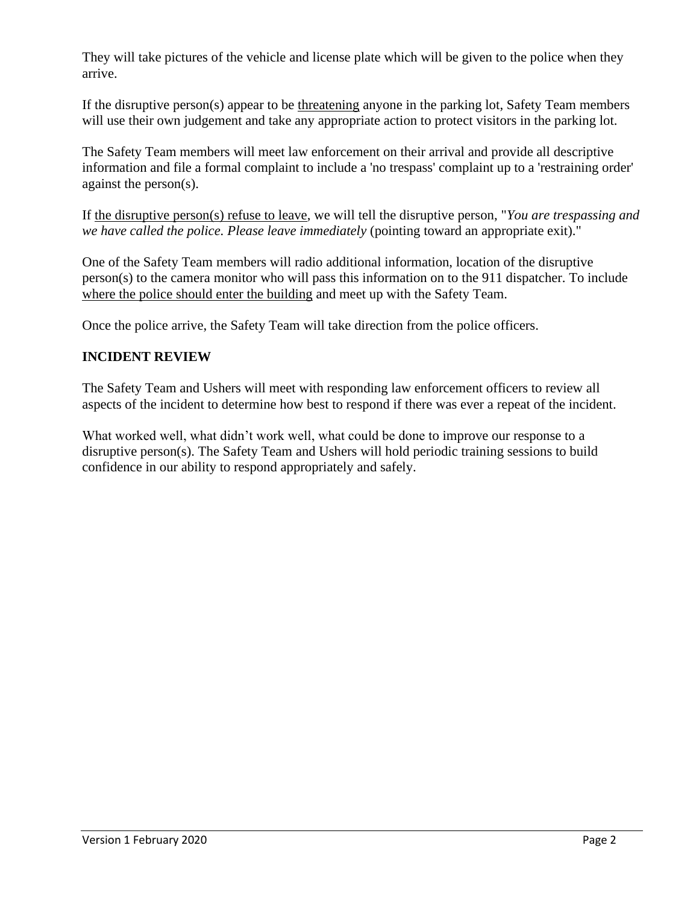They will take pictures of the vehicle and license plate which will be given to the police when they arrive.

If the disruptive person(s) appear to be threatening anyone in the parking lot, Safety Team members will use their own judgement and take any appropriate action to protect visitors in the parking lot.

The Safety Team members will meet law enforcement on their arrival and provide all descriptive information and file a formal complaint to include a 'no trespass' complaint up to a 'restraining order' against the person(s).

If the disruptive person(s) refuse to leave, we will tell the disruptive person, "*You are trespassing and we have called the police. Please leave immediately* (pointing toward an appropriate exit)."

One of the Safety Team members will radio additional information, location of the disruptive person(s) to the camera monitor who will pass this information on to the 911 dispatcher. To include where the police should enter the building and meet up with the Safety Team.

Once the police arrive, the Safety Team will take direction from the police officers.

**INCIDENT REVIEW**

The Safety Team and Ushers will meet with responding law enforcement officers to review all aspects of the incident to determine how best to respond if there was ever a repeat of the incident.

What worked well, what didn't work well, what could be done to improve our response to a disruptive person(s). The Safety Team and Ushers will hold periodic training sessions to build confidence in our ability to respond appropriately and safely.